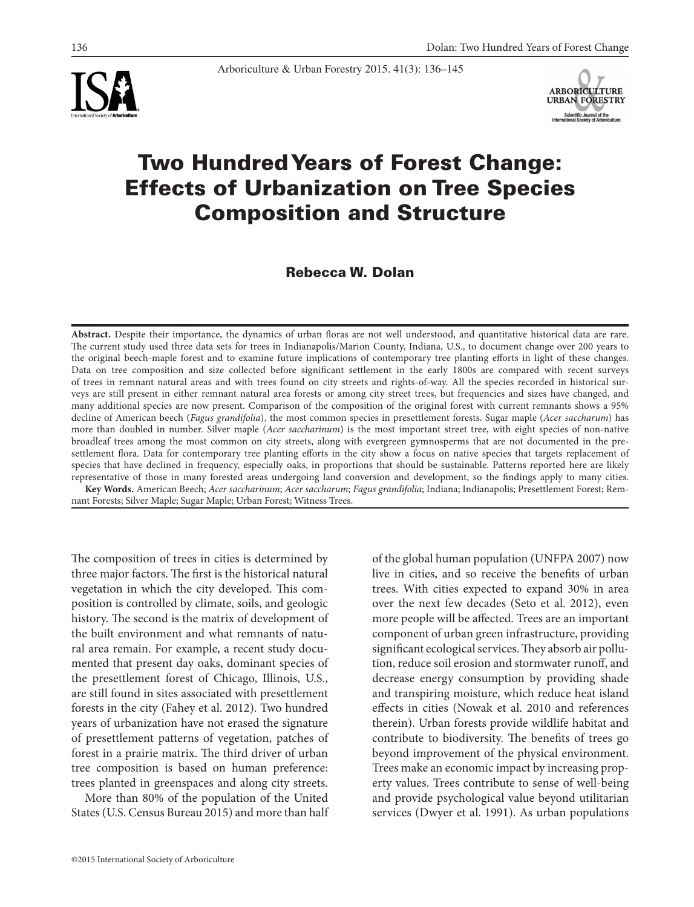# Two Hundred Years of Forest Change: Effects of Urbanization on Tree Species Composition and Structure

**Rebecca W. Dolan**

**Abstract.** Despite their importance, the dynamics of urban floras are not well understood, and quantitative historical data are rare. The current study used three data sets for trees in Indianapolis/Marion County, Indiana, U.S., to document change over 200 years to the original beech-maple forest and to examine future implications of contemporary tree planting efforts in light of these changes. Data on tree composition and size collected before significant settlement in the early 1800s are compared with recent surveys of trees in remnant natural areas and with trees found on city streets and rights-of-way. All the species recorded in historical surveys are still present in either remnant natural area forests or among city street trees, but frequencies and sizes have changed, and many additional species are now present. Comparison of the composition of the original forest with current remnants shows a 95% decline of American beech (*Fagus grandifolia*), the most common species in presettlement forests. Sugar maple (*Acer saccharum*) has more than doubled in number. Silver maple (*Acer saccharinum*) is the most important street tree, with eight species of non-native broadleaf trees among the most common on city streets, along with evergreen gymnosperms that are not documented in the presettlement flora. Data for contemporary tree planting efforts in the city show a focus on native species that targets replacement of species that have declined in frequency, especially oaks, in proportions that should be sustainable. Patterns reported here are likely representative of those in many forested areas undergoing land conversion and development, so the findings apply to many cities.

**Key Words.** American Beech; *Acer saccharinum*; *Acer saccharum*; *Fagus grandifolia*; Indiana; Indianapolis; Presettlement Forest; Remnant Forests; Silver Maple; Sugar Maple; Urban Forest; Witness Trees.

The composition of trees in cities is determined by three major factors. The first is the historical natural vegetation in which the city developed. This composition is controlled by climate, soils, and geologic history. The second is the matrix of development of the built environment and what remnants of natural area remain. For example, a recent study documented that present day oaks, dominant species of the presettlement forest of Chicago, Illinois, U.S., are still found in sites associated with presettlement forests in the city (Fahey et al. 2012). Two hundred years of urbanization have not erased the signature of presettlement patterns of vegetation, patches of forest in a prairie matrix. The third driver of urban tree composition is based on human preference: trees planted in greenspaces and along city streets.

More than 80% of the population of the United States (U.S. Census Bureau 2015) and more than half of the global human population (UNFPA 2007) now live in cities, and so receive the benefits of urban trees. With cities expected to expand 30% in area over the next few decades (Seto et al. 2012), even more people will be affected. Trees are an important component of urban green infrastructure, providing significant ecological services. They absorb air pollution, reduce soil erosion and stormwater runoff, and decrease energy consumption by providing shade and transpiring moisture, which reduce heat island effects in cities (Nowak et al. 2010 and references therein). Urban forests provide wildlife habitat and contribute to biodiversity. The benefits of trees go beyond improvement of the physical environment. Trees make an economic impact by increasing property values. Trees contribute to sense of well-being and provide psychological value beyond utilitarian services (Dwyer et al. 1991). As urban populations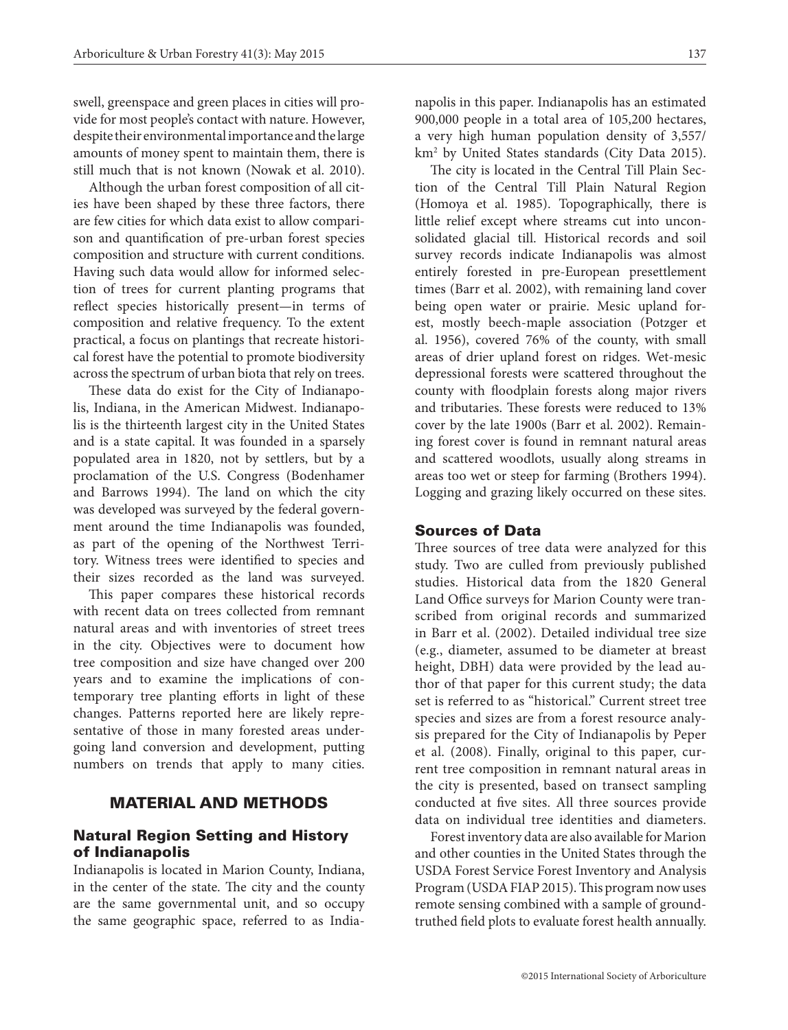swell, greenspace and green places in cities will provide for most people's contact with nature. However, despite their environmental importance and the large amounts of money spent to maintain them, there is still much that is not known (Nowak et al. 2010).

Although the urban forest composition of all cities have been shaped by these three factors, there are few cities for which data exist to allow comparison and quantification of pre-urban forest species composition and structure with current conditions. Having such data would allow for informed selection of trees for current planting programs that reflect species historically present—in terms of composition and relative frequency. To the extent practical, a focus on plantings that recreate historical forest have the potential to promote biodiversity across the spectrum of urban biota that rely on trees.

These data do exist for the City of Indianapolis, Indiana, in the American Midwest. Indianapolis is the thirteenth largest city in the United States and is a state capital. It was founded in a sparsely populated area in 1820, not by settlers, but by a proclamation of the U.S. Congress (Bodenhamer and Barrows 1994). The land on which the city was developed was surveyed by the federal government around the time Indianapolis was founded, as part of the opening of the Northwest Territory. Witness trees were identified to species and their sizes recorded as the land was surveyed.

This paper compares these historical records with recent data on trees collected from remnant natural areas and with inventories of street trees in the city. Objectives were to document how tree composition and size have changed over 200 years and to examine the implications of contemporary tree planting efforts in light of these changes. Patterns reported here are likely representative of those in many forested areas undergoing land conversion and development, putting numbers on trends that apply to many cities.

## MATERIAL AND METHODS

### Natural Region Setting and History of Indianapolis

Indianapolis is located in Marion County, Indiana, in the center of the state. The city and the county are the same governmental unit, and so occupy the same geographic space, referred to as Indianapolis in this paper. Indianapolis has an estimated 900,000 people in a total area of 105,200 hectares, a very high human population density of 3,557/km$^2$ by United States standards (City Data 2015).

The city is located in the Central Till Plain Section of the Central Till Plain Natural Region (Homoya et al. 1985). Topographically, there is little relief except where streams cut into unconsolidated glacial till. Historical records and soil survey records indicate Indianapolis was almost entirely forested in pre-European presettlement times (Barr et al. 2002), with remaining land cover being open water or prairie. Mesic upland forest, mostly beech-maple association (Potzger et al. 1956), covered 76% of the county, with small areas of drier upland forest on ridges. Wet-mesic depressional forests were scattered throughout the county with floodplain forests along major rivers and tributaries. These forests were reduced to 13% cover by the late 1900s (Barr et al. 2002). Remaining forest cover is found in remnant natural areas and scattered woodlots, usually along streams in areas too wet or steep for farming (Brothers 1994). Logging and grazing likely occurred on these sites.

### Sources of Data

Three sources of tree data were analyzed for this study. Two are culled from previously published studies. Historical data from the 1820 General Land Office surveys for Marion County were transcribed from original records and summarized in Barr et al. (2002). Detailed individual tree size (e.g., diameter, assumed to be diameter at breast height, DBH) data were provided by the lead author of that paper for this current study; the data set is referred to as "historical." Current street tree species and sizes are from a forest resource analysis prepared for the City of Indianapolis by Peper et al. (2008). Finally, original to this paper, current tree composition in remnant natural areas in the city is presented, based on transect sampling conducted at five sites. All three sources provide data on individual tree identities and diameters.

Forest inventory data are also available for Marion and other counties in the United States through the USDA Forest Service Forest Inventory and Analysis Program (USDA FIAP 2015). This program now uses remote sensing combined with a sample of ground-truthed field plots to evaluate forest health annually.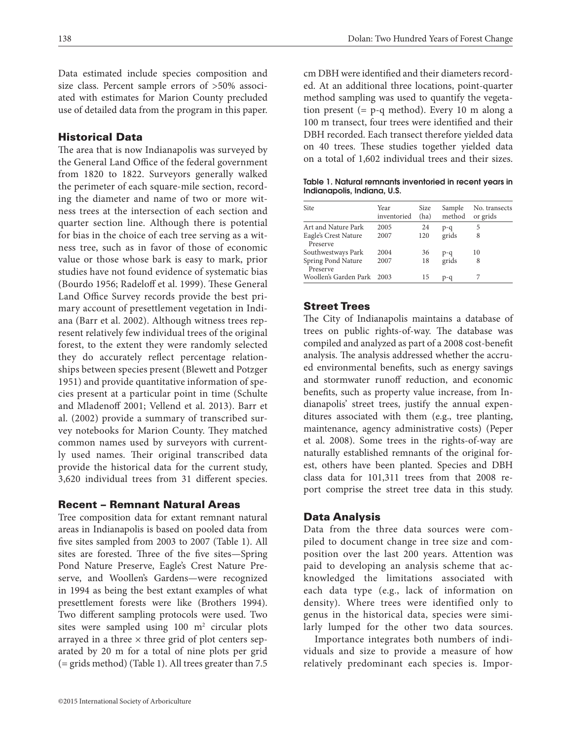Data estimated include species composition and size class. Percent sample errors of >50% associated with estimates for Marion County precluded use of detailed data from the program in this paper.

## Historical Data

The area that is now Indianapolis was surveyed by the General Land Office of the federal government from 1820 to 1822. Surveyors generally walked the perimeter of each square-mile section, recording the diameter and name of two or more witness trees at the intersection of each section and quarter section line. Although there is potential for bias in the choice of each tree serving as a witness tree, such as in favor of those of economic value or those whose bark is easy to mark, prior studies have not found evidence of systematic bias (Bourdo 1956; Radeloff et al. 1999). These General Land Office Survey records provide the best primary account of presettlement vegetation in Indiana (Barr et al. 2002). Although witness trees represent relatively few individual trees of the original forest, to the extent they were randomly selected they do accurately reflect percentage relationships between species present (Blewett and Potzger 1951) and provide quantitative information of species present at a particular point in time (Schulte and Mladenoff 2001; Vellend et al. 2013). Barr et al. (2002) provide a summary of transcribed survey notebooks for Marion County. They matched common names used by surveyors with currently used names. Their original transcribed data provide the historical data for the current study, 3,620 individual trees from 31 different species.

## Recent – Remnant Natural Areas

Tree composition data for extant remnant natural areas in Indianapolis is based on pooled data from five sites sampled from 2003 to 2007 (Table 1). All sites are forested. Three of the five sites—Spring Pond Nature Preserve, Eagle's Crest Nature Preserve, and Woollen's Gardens—were recognized in 1994 as being the best extant examples of what presettlement forests were like (Brothers 1994). Two different sampling protocols were used. Two sites were sampled using 100 m$^2$ circular plots arrayed in a three × three grid of plot centers separated by 20 m for a total of nine plots per grid (= grids method) (Table 1). All trees greater than 7.5 cm DBH were identified and their diameters recorded. At an additional three locations, point-quarter method sampling was used to quantify the vegetation present (= p-q method). Every 10 m along a 100 m transect, four trees were identified and their DBH recorded. Each transect therefore yielded data on 40 trees. These studies together yielded data on a total of 1,602 individual trees and their sizes.

**Table 1. Natural remnants inventoried in recent years in Indianapolis, Indiana, U.S.**

| Site | Year inventoried | Size (ha) | Sample method | No. transects or grids |
|---|---|---|---|---|
| Art and Nature Park | 2005 | 24 | p-q | 5 |
| Eagle's Crest Nature Preserve | 2007 | 120 | grids | 8 |
| Southwestways Park | 2004 | 36 | p-q | 10 |
| Spring Pond Nature Preserve | 2007 | 18 | grids | 8 |
| Woollen's Garden Park | 2003 | 15 | p-q | 7 |

## Street Trees

The City of Indianapolis maintains a database of trees on public rights-of-way. The database was compiled and analyzed as part of a 2008 cost-benefit analysis. The analysis addressed whether the accrued environmental benefits, such as energy savings and stormwater runoff reduction, and economic benefits, such as property value increase, from Indianapolis' street trees, justify the annual expenditures associated with them (e.g., tree planting, maintenance, agency administrative costs) (Peper et al. 2008). Some trees in the rights-of-way are naturally established remnants of the original forest, others have been planted. Species and DBH class data for 101,311 trees from that 2008 report comprise the street tree data in this study.

## Data Analysis

Data from the three data sources were compiled to document change in tree size and composition over the last 200 years. Attention was paid to developing an analysis scheme that acknowledged the limitations associated with each data type (e.g., lack of information on density). Where trees were identified only to genus in the historical data, species were similarly lumped for the other two data sources.

Importance integrates both numbers of individuals and size to provide a measure of how relatively predominant each species is. Impor-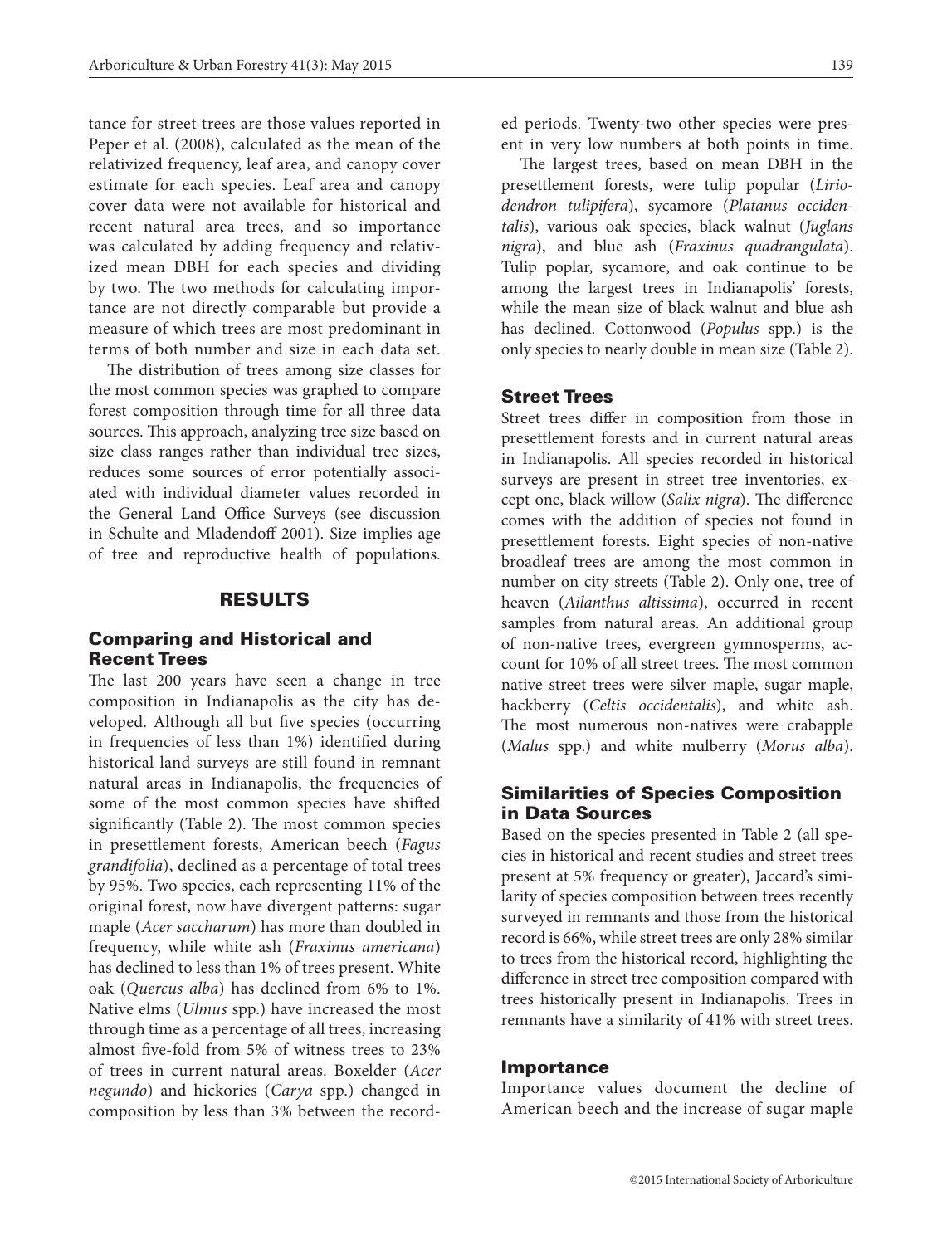tance for street trees are those values reported in Peper et al. (2008), calculated as the mean of the relativized frequency, leaf area, and canopy cover estimate for each species. Leaf area and canopy cover data were not available for historical and recent natural area trees, and so importance was calculated by adding frequency and relativized mean DBH for each species and dividing by two. The two methods for calculating importance are not directly comparable but provide a measure of which trees are most predominant in terms of both number and size in each data set.

The distribution of trees among size classes for the most common species was graphed to compare forest composition through time for all three data sources. This approach, analyzing tree size based on size class ranges rather than individual tree sizes, reduces some sources of error potentially associated with individual diameter values recorded in the General Land Office Surveys (see discussion in Schulte and Mladendoff 2001). Size implies age of tree and reproductive health of populations.

## RESULTS

### Comparing and Historical and Recent Trees

The last 200 years have seen a change in tree composition in Indianapolis as the city has developed. Although all but five species (occurring in frequencies of less than 1%) identified during historical land surveys are still found in remnant natural areas in Indianapolis, the frequencies of some of the most common species have shifted significantly (Table 2). The most common species in presettlement forests, American beech (*Fagus grandifolia*), declined as a percentage of total trees by 95%. Two species, each representing 11% of the original forest, now have divergent patterns: sugar maple (*Acer saccharum*) has more than doubled in frequency, while white ash (*Fraxinus americana*) has declined to less than 1% of trees present. White oak (*Quercus alba*) has declined from 6% to 1%. Native elms (*Ulmus* spp.) have increased the most through time as a percentage of all trees, increasing almost five-fold from 5% of witness trees to 23% of trees in current natural areas. Boxelder (*Acer negundo*) and hickories (*Carya* spp.) changed in composition by less than 3% between the recorded periods. Twenty-two other species were present in very low numbers at both points in time.

The largest trees, based on mean DBH in the presettlement forests, were tulip popular (*Liriodendron tulipifera*), sycamore (*Platanus occidentalis*), various oak species, black walnut (*Juglans nigra*), and blue ash (*Fraxinus quadrangulata*). Tulip poplar, sycamore, and oak continue to be among the largest trees in Indianapolis' forests, while the mean size of black walnut and blue ash has declined. Cottonwood (*Populus* spp.) is the only species to nearly double in mean size (Table 2).

### Street Trees

Street trees differ in composition from those in presettlement forests and in current natural areas in Indianapolis. All species recorded in historical surveys are present in street tree inventories, except one, black willow (*Salix nigra*). The difference comes with the addition of species not found in presettlement forests. Eight species of non-native broadleaf trees are among the most common in number on city streets (Table 2). Only one, tree of heaven (*Ailanthus altissima*), occurred in recent samples from natural areas. An additional group of non-native trees, evergreen gymnosperms, account for 10% of all street trees. The most common native street trees were silver maple, sugar maple, hackberry (*Celtis occidentalis*), and white ash. The most numerous non-natives were crabapple (*Malus* spp.) and white mulberry (*Morus alba*).

### Similarities of Species Composition in Data Sources

Based on the species presented in Table 2 (all species in historical and recent studies and street trees present at 5% frequency or greater), Jaccard's similarity of species composition between trees recently surveyed in remnants and those from the historical record is 66%, while street trees are only 28% similar to trees from the historical record, highlighting the difference in street tree composition compared with trees historically present in Indianapolis. Trees in remnants have a similarity of 41% with street trees.

### Importance

Importance values document the decline of American beech and the increase of sugar maple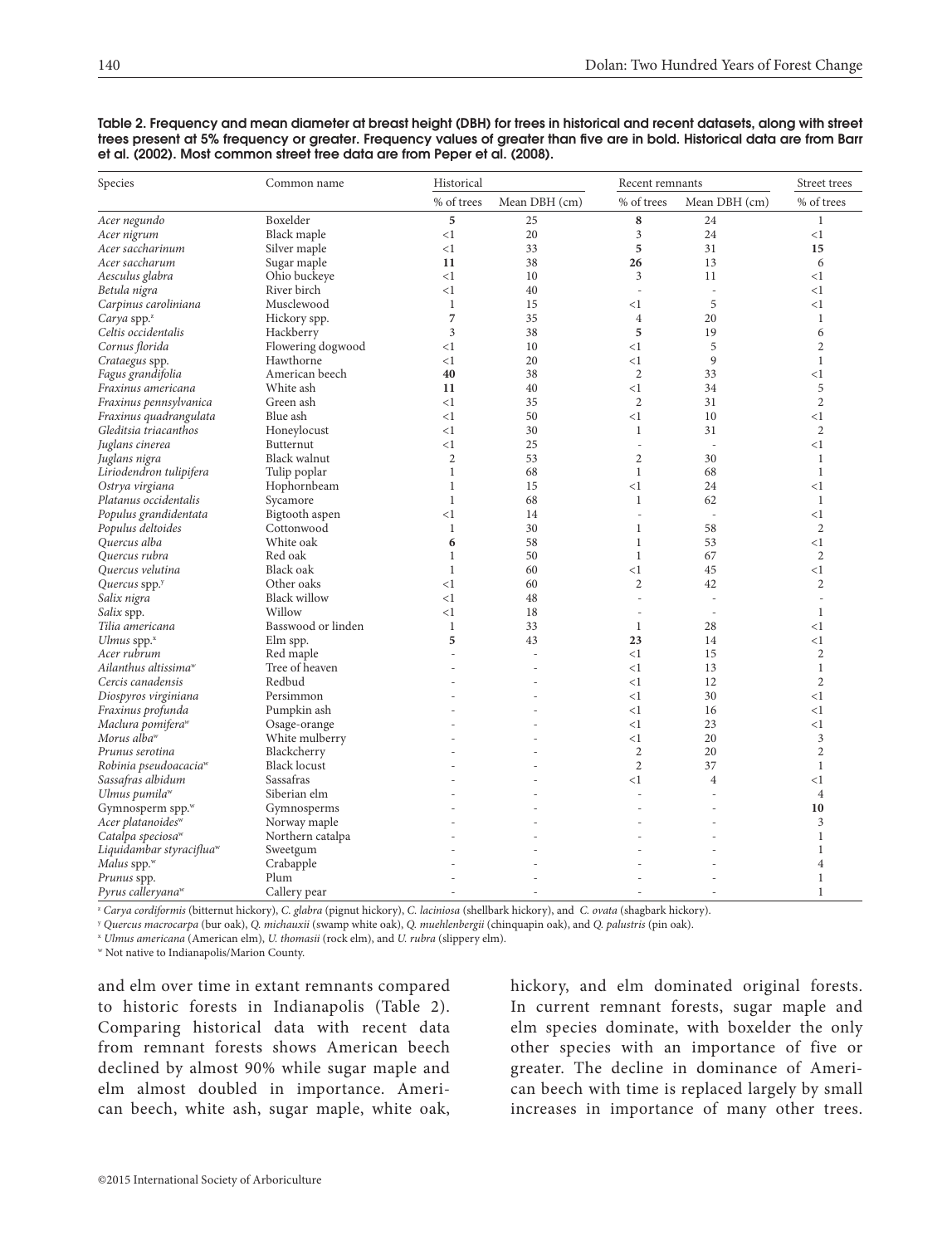**Table 2. Frequency and mean diameter at breast height (DBH) for trees in historical and recent datasets, along with street trees present at 5% frequency or greater. Frequency values of greater than five are in bold. Historical data are from Barr et al. (2002). Most common street tree data are from Peper et al. (2008).**

| Species | Common name | Historical | | Recent remnants | | Street trees |
|---|---|---|---|---|---|---|
| | | % of trees | Mean DBH (cm) | % of trees | Mean DBH (cm) | % of trees |
| *Acer negundo* | Boxelder | **5** | 25 | **8** | 24 | 1 |
| *Acer nigrum* | Black maple | <1 | 20 | 3 | 24 | <1 |
| *Acer saccharinum* | Silver maple | <1 | 33 | **5** | 31 | **15** |
| *Acer saccharum* | Sugar maple | **11** | 38 | **26** | 13 | 6 |
| *Aesculus glabra* | Ohio buckeye | <1 | 10 | 3 | 11 | <1 |
| *Betula nigra* | River birch | <1 | 40 | - | - | <1 |
| *Carpinus caroliniana* | Musclewood | 1 | 15 | <1 | 5 | <1 |
| *Carya* spp.[z] | Hickory spp. | **7** | 35 | 4 | 20 | 1 |
| *Celtis occidentalis* | Hackberry | 3 | 38 | **5** | 19 | 6 |
| *Cornus florida* | Flowering dogwood | <1 | 10 | <1 | 5 | 2 |
| *Crataegus* spp. | Hawthorne | <1 | 20 | <1 | 9 | 1 |
| *Fagus grandifolia* | American beech | **40** | 38 | 2 | 33 | <1 |
| *Fraxinus americana* | White ash | **11** | 40 | <1 | 34 | 5 |
| *Fraxinus pennsylvanica* | Green ash | <1 | 35 | 2 | 31 | 2 |
| *Fraxinus quadrangulata* | Blue ash | <1 | 50 | <1 | 10 | <1 |
| *Gleditsia triacanthos* | Honeylocust | <1 | 30 | 1 | 31 | 2 |
| *Juglans cinerea* | Butternut | <1 | 25 | - | - | <1 |
| *Juglans nigra* | Black walnut | 2 | 53 | 2 | 30 | 1 |
| *Liriodendron tulipifera* | Tulip poplar | 1 | 68 | 1 | 68 | 1 |
| *Ostrya virgiana* | Hophornbeam | 1 | 15 | <1 | 24 | <1 |
| *Platanus occidentalis* | Sycamore | 1 | 68 | 1 | 62 | 1 |
| *Populus grandidentata* | Bigtooth aspen | <1 | 14 | - | - | <1 |
| *Populus deltoides* | Cottonwood | 1 | 30 | 1 | 58 | 2 |
| *Quercus alba* | White oak | **6** | 58 | 1 | 53 | <1 |
| *Quercus rubra* | Red oak | 1 | 50 | 1 | 67 | 2 |
| *Quercus velutina* | Black oak | 1 | 60 | <1 | 45 | <1 |
| *Quercus* spp.[y] | Other oaks | <1 | 60 | 2 | 42 | 2 |
| *Salix nigra* | Black willow | <1 | 48 | - | - | - |
| *Salix* spp. | Willow | <1 | 18 | - | - | 1 |
| *Tilia americana* | Basswood or linden | 1 | 33 | 1 | 28 | <1 |
| *Ulmus* spp.[x] | Elm spp. | **5** | 43 | **23** | 14 | <1 |
| *Acer rubrum* | Red maple | - | - | <1 | 15 | 2 |
| *Ailanthus altissima*[w] | Tree of heaven | - | - | <1 | 13 | 1 |
| *Cercis canadensis* | Redbud | - | - | <1 | 12 | 2 |
| *Diospyros virginiana* | Persimmon | - | - | <1 | 30 | <1 |
| *Fraxinus profunda* | Pumpkin ash | - | - | <1 | 16 | <1 |
| *Maclura pomifera*[w] | Osage-orange | - | - | <1 | 23 | <1 |
| *Morus alba*[w] | White mulberry | - | - | <1 | 20 | 3 |
| *Prunus serotina* | Blackcherry | - | - | 2 | 20 | 2 |
| *Robinia pseudoacacia*[w] | Black locust | - | - | 2 | 37 | 1 |
| *Sassafras albidum* | Sassafras | - | - | <1 | 4 | <1 |
| *Ulmus pumila*[w] | Siberian elm | - | - | - | - | 4 |
| Gymnosperm spp.[w] | Gymnosperms | - | - | - | - | **10** |
| *Acer platanoides*[w] | Norway maple | - | - | - | - | 3 |
| *Catalpa speciosa*[w] | Northern catalpa | - | - | - | - | 1 |
| *Liquidambar styraciflua*[w] | Sweetgum | - | - | - | - | 1 |
| *Malus* spp.[w] | Crabapple | - | - | - | - | 4 |
| *Prunus* spp. | Plum | - | - | - | - | 1 |
| *Pyrus calleryana*[w] | Callery pear | - | - | - | - | 1 |

[z] *Carya cordiformis* (bitternut hickory), *C. glabra* (pignut hickory), *C. laciniosa* (shellbark hickory), and *C. ovata* (shagbark hickory).

[y] *Quercus macrocarpa* (bur oak), *Q. michauxii* (swamp white oak), *Q. muehlenbergii* (chinquapin oak), and *Q. palustris* (pin oak).

[x] *Ulmus americana* (American elm), *U. thomasii* (rock elm), and *U. rubra* (slippery elm).

[w] Not native to Indianapolis/Marion County.

and elm over time in extant remnants compared to historic forests in Indianapolis (Table 2). Comparing historical data with recent data from remnant forests shows American beech declined by almost 90% while sugar maple and elm almost doubled in importance. American beech, white ash, sugar maple, white oak, hickory, and elm dominated original forests. In current remnant forests, sugar maple and elm species dominate, with boxelder the only other species with an importance of five or greater. The decline in dominance of American beech with time is replaced largely by small increases in importance of many other trees.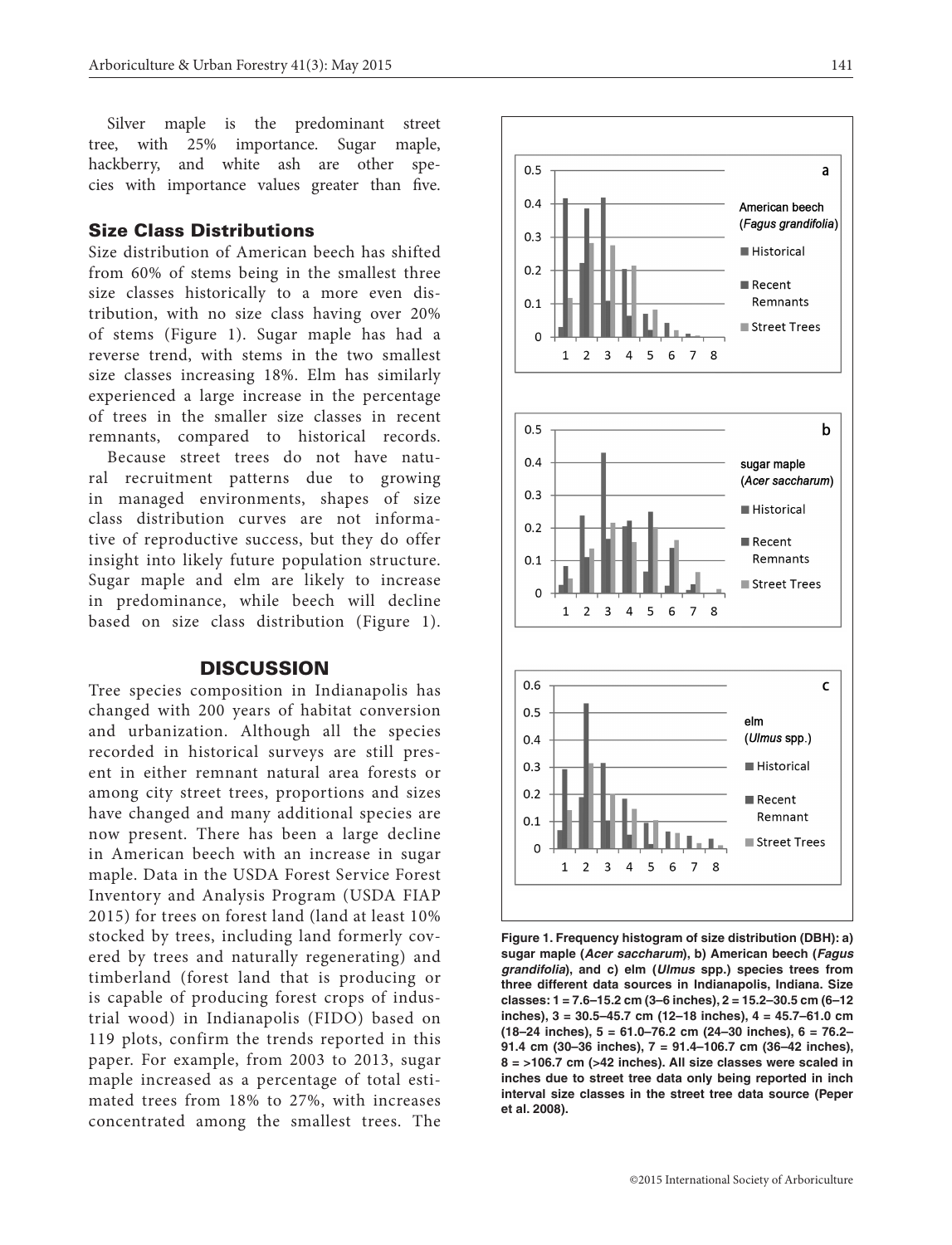Silver maple is the predominant street tree, with 25% importance. Sugar maple, hackberry, and white ash are other species with importance values greater than five.

### Size Class Distributions

Size distribution of American beech has shifted from 60% of stems being in the smallest three size classes historically to a more even distribution, with no size class having over 20% of stems (Figure 1). Sugar maple has had a reverse trend, with stems in the two smallest size classes increasing 18%. Elm has similarly experienced a large increase in the percentage of trees in the smaller size classes in recent remnants, compared to historical records.

Because street trees do not have natural recruitment patterns due to growing in managed environments, shapes of size class distribution curves are not informative of reproductive success, but they do offer insight into likely future population structure. Sugar maple and elm are likely to increase in predominance, while beech will decline based on size class distribution (Figure 1).

Figure 1. Frequency histogram of size distribution (DBH): a) sugar maple (*Acer saccharum*), b) American beech (*Fagus grandifolia*), and c) elm (*Ulmus* spp.) species trees from three different data sources in Indianapolis, Indiana. Size classes: 1 = 7.6–15.2 cm (3–6 inches), 2 = 15.2–30.5 cm (6–12 inches), 3 = 30.5–45.7 cm (12–18 inches), 4 = 45.7–61.0 cm (18–24 inches), 5 = 61.0–76.2 cm (24–30 inches), 6 = 76.2–91.4 cm (30–36 inches), 7 = 91.4–106.7 cm (36–42 inches), 8 = >106.7 cm (>42 inches). All size classes were scaled in inches due to street tree data only being reported in inch interval size classes in the street tree data source (Peper et al. 2008).

## DISCUSSION

Tree species composition in Indianapolis has changed with 200 years of habitat conversion and urbanization. Although all the species recorded in historical surveys are still present in either remnant natural area forests or among city street trees, proportions and sizes have changed and many additional species are now present. There has been a large decline in American beech with an increase in sugar maple. Data in the USDA Forest Service Forest Inventory and Analysis Program (USDA FIAP 2015) for trees on forest land (land at least 10% stocked by trees, including land formerly covered by trees and naturally regenerating) and timberland (forest land that is producing or is capable of producing forest crops of industrial wood) in Indianapolis (FIDO) based on 119 plots, confirm the trends reported in this paper. For example, from 2003 to 2013, sugar maple increased as a percentage of total estimated trees from 18% to 27%, with increases concentrated among the smallest trees. The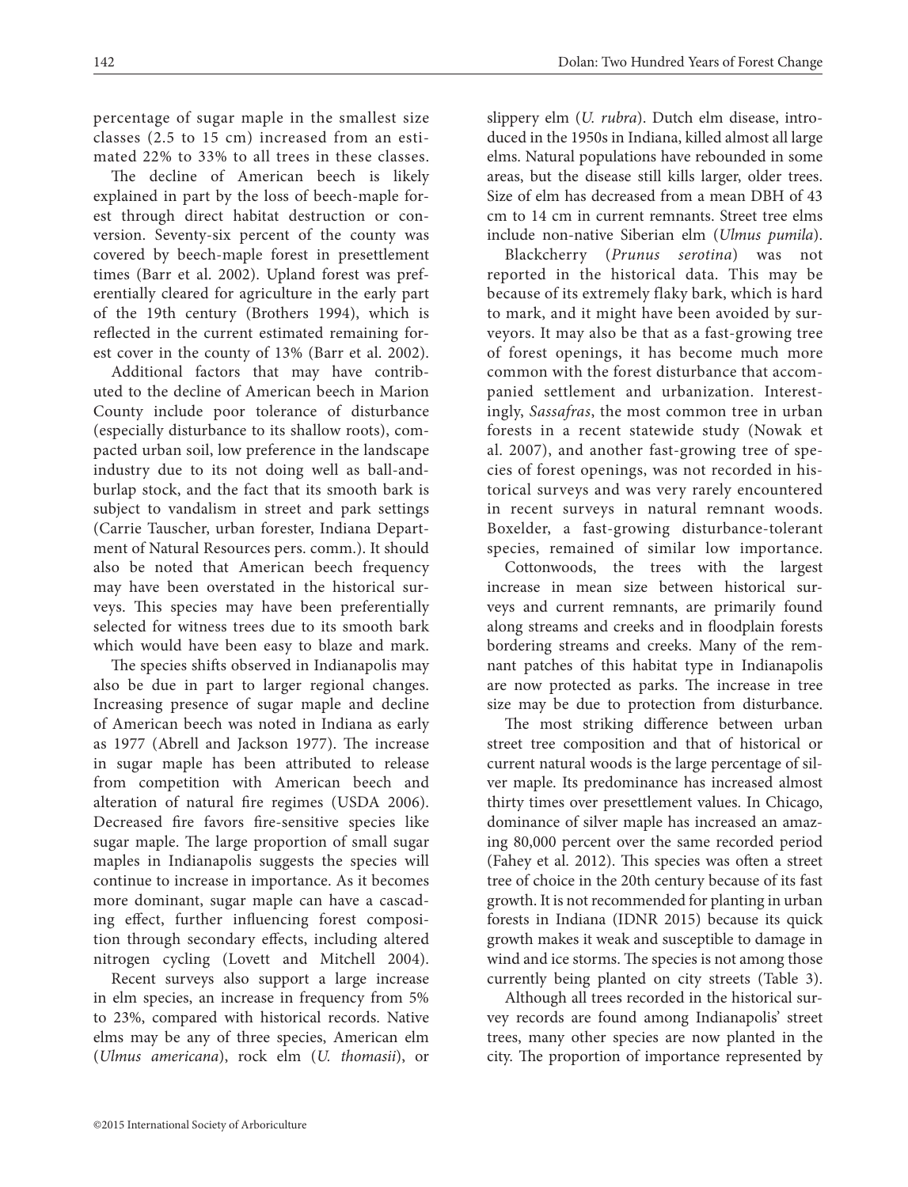percentage of sugar maple in the smallest size classes (2.5 to 15 cm) increased from an estimated 22% to 33% to all trees in these classes.

The decline of American beech is likely explained in part by the loss of beech-maple forest through direct habitat destruction or conversion. Seventy-six percent of the county was covered by beech-maple forest in presettlement times (Barr et al. 2002). Upland forest was preferentially cleared for agriculture in the early part of the 19th century (Brothers 1994), which is reflected in the current estimated remaining forest cover in the county of 13% (Barr et al. 2002).

Additional factors that may have contributed to the decline of American beech in Marion County include poor tolerance of disturbance (especially disturbance to its shallow roots), compacted urban soil, low preference in the landscape industry due to its not doing well as ball-and-burlap stock, and the fact that its smooth bark is subject to vandalism in street and park settings (Carrie Tauscher, urban forester, Indiana Department of Natural Resources pers. comm.). It should also be noted that American beech frequency may have been overstated in the historical surveys. This species may have been preferentially selected for witness trees due to its smooth bark which would have been easy to blaze and mark.

The species shifts observed in Indianapolis may also be due in part to larger regional changes. Increasing presence of sugar maple and decline of American beech was noted in Indiana as early as 1977 (Abrell and Jackson 1977). The increase in sugar maple has been attributed to release from competition with American beech and alteration of natural fire regimes (USDA 2006). Decreased fire favors fire-sensitive species like sugar maple. The large proportion of small sugar maples in Indianapolis suggests the species will continue to increase in importance. As it becomes more dominant, sugar maple can have a cascading effect, further influencing forest composition through secondary effects, including altered nitrogen cycling (Lovett and Mitchell 2004).

Recent surveys also support a large increase in elm species, an increase in frequency from 5% to 23%, compared with historical records. Native elms may be any of three species, American elm (*Ulmus americana*), rock elm (*U. thomasii*), or slippery elm (*U. rubra*). Dutch elm disease, introduced in the 1950s in Indiana, killed almost all large elms. Natural populations have rebounded in some areas, but the disease still kills larger, older trees. Size of elm has decreased from a mean DBH of 43 cm to 14 cm in current remnants. Street tree elms include non-native Siberian elm (*Ulmus pumila*).

Blackcherry (*Prunus serotina*) was not reported in the historical data. This may be because of its extremely flaky bark, which is hard to mark, and it might have been avoided by surveyors. It may also be that as a fast-growing tree of forest openings, it has become much more common with the forest disturbance that accompanied settlement and urbanization. Interestingly, *Sassafras*, the most common tree in urban forests in a recent statewide study (Nowak et al. 2007), and another fast-growing tree of species of forest openings, was not recorded in historical surveys and was very rarely encountered in recent surveys in natural remnant woods. Boxelder, a fast-growing disturbance-tolerant species, remained of similar low importance.

Cottonwoods, the trees with the largest increase in mean size between historical surveys and current remnants, are primarily found along streams and creeks and in floodplain forests bordering streams and creeks. Many of the remnant patches of this habitat type in Indianapolis are now protected as parks. The increase in tree size may be due to protection from disturbance.

The most striking difference between urban street tree composition and that of historical or current natural woods is the large percentage of silver maple. Its predominance has increased almost thirty times over presettlement values. In Chicago, dominance of silver maple has increased an amazing 80,000 percent over the same recorded period (Fahey et al. 2012). This species was often a street tree of choice in the 20th century because of its fast growth. It is not recommended for planting in urban forests in Indiana (IDNR 2015) because its quick growth makes it weak and susceptible to damage in wind and ice storms. The species is not among those currently being planted on city streets (Table 3).

Although all trees recorded in the historical survey records are found among Indianapolis' street trees, many other species are now planted in the city. The proportion of importance represented by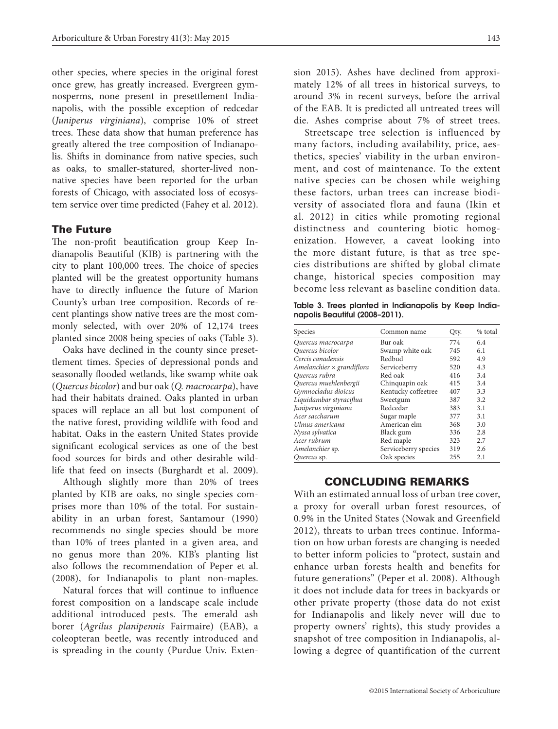other species, where species in the original forest once grew, has greatly increased. Evergreen gymnosperms, none present in presettlement Indianapolis, with the possible exception of redcedar (*Juniperus virginiana*), comprise 10% of street trees. These data show that human preference has greatly altered the tree composition of Indianapolis. Shifts in dominance from native species, such as oaks, to smaller-statured, shorter-lived nonnative species have been reported for the urban forests of Chicago, with associated loss of ecosystem service over time predicted (Fahey et al. 2012).

## The Future

The non-profit beautification group Keep Indianapolis Beautiful (KIB) is partnering with the city to plant 100,000 trees. The choice of species planted will be the greatest opportunity humans have to directly influence the future of Marion County's urban tree composition. Records of recent plantings show native trees are the most commonly selected, with over 20% of 12,174 trees planted since 2008 being species of oaks (Table 3).

Oaks have declined in the county since presettlement times. Species of depressional ponds and seasonally flooded wetlands, like swamp white oak (*Quercus bicolor*) and bur oak (*Q. macrocarpa*), have had their habitats drained. Oaks planted in urban spaces will replace an all but lost component of the native forest, providing wildlife with food and habitat. Oaks in the eastern United States provide significant ecological services as one of the best food sources for birds and other desirable wildlife that feed on insects (Burghardt et al. 2009).

Although slightly more than 20% of trees planted by KIB are oaks, no single species comprises more than 10% of the total. For sustainability in an urban forest, Santamour (1990) recommends no single species should be more than 10% of trees planted in a given area, and no genus more than 20%. KIB's planting list also follows the recommendation of Peper et al. (2008), for Indianapolis to plant non-maples.

Natural forces that will continue to influence forest composition on a landscape scale include additional introduced pests. The emerald ash borer (*Agrilus planipennis* Fairmaire) (EAB), a coleopteran beetle, was recently introduced and is spreading in the county (Purdue Univ. Extension 2015). Ashes have declined from approximately 12% of all trees in historical surveys, to around 3% in recent surveys, before the arrival of the EAB. It is predicted all untreated trees will die. Ashes comprise about 7% of street trees.

Streetscape tree selection is influenced by many factors, including availability, price, aesthetics, species' viability in the urban environment, and cost of maintenance. To the extent native species can be chosen while weighing these factors, urban trees can increase biodiversity of associated flora and fauna (Ikin et al. 2012) in cities while promoting regional distinctness and countering biotic homogenization. However, a caveat looking into the more distant future, is that as tree species distributions are shifted by global climate change, historical species composition may become less relevant as baseline condition data.

**Table 3. Trees planted in Indianapolis by Keep Indianapolis Beautiful (2008–2011).**

| Species | Common name | Qty. | % total |
|---|---|---|---|
| *Quercus macrocarpa* | Bur oak | 774 | 6.4 |
| *Quercus bicolor* | Swamp white oak | 745 | 6.1 |
| *Cercis canadensis* | Redbud | 592 | 4.9 |
| *Amelanchier × grandiflora* | Serviceberry | 520 | 4.3 |
| *Quercus rubra* | Red oak | 416 | 3.4 |
| *Quercus muehlenbergii* | Chinquapin oak | 415 | 3.4 |
| *Gymnocladus dioicus* | Kentucky coffeetree | 407 | 3.3 |
| *Liquidambar styraciflua* | Sweetgum | 387 | 3.2 |
| *Juniperus virginiana* | Redcedar | 383 | 3.1 |
| *Acer saccharum* | Sugar maple | 377 | 3.1 |
| *Ulmus americana* | American elm | 368 | 3.0 |
| *Nyssa sylvatica* | Black gum | 336 | 2.8 |
| *Acer rubrum* | Red maple | 323 | 2.7 |
| *Amelanchier* sp. | Serviceberry species | 319 | 2.6 |
| *Quercus* sp. | Oak species | 255 | 2.1 |

## CONCLUDING REMARKS

With an estimated annual loss of urban tree cover, a proxy for overall urban forest resources, of 0.9% in the United States (Nowak and Greenfield 2012), threats to urban trees continue. Information on how urban forests are changing is needed to better inform policies to "protect, sustain and enhance urban forests health and benefits for future generations" (Peper et al. 2008). Although it does not include data for trees in backyards or other private property (those data do not exist for Indianapolis and likely never will due to property owners' rights), this study provides a snapshot of tree composition in Indianapolis, allowing a degree of quantification of the current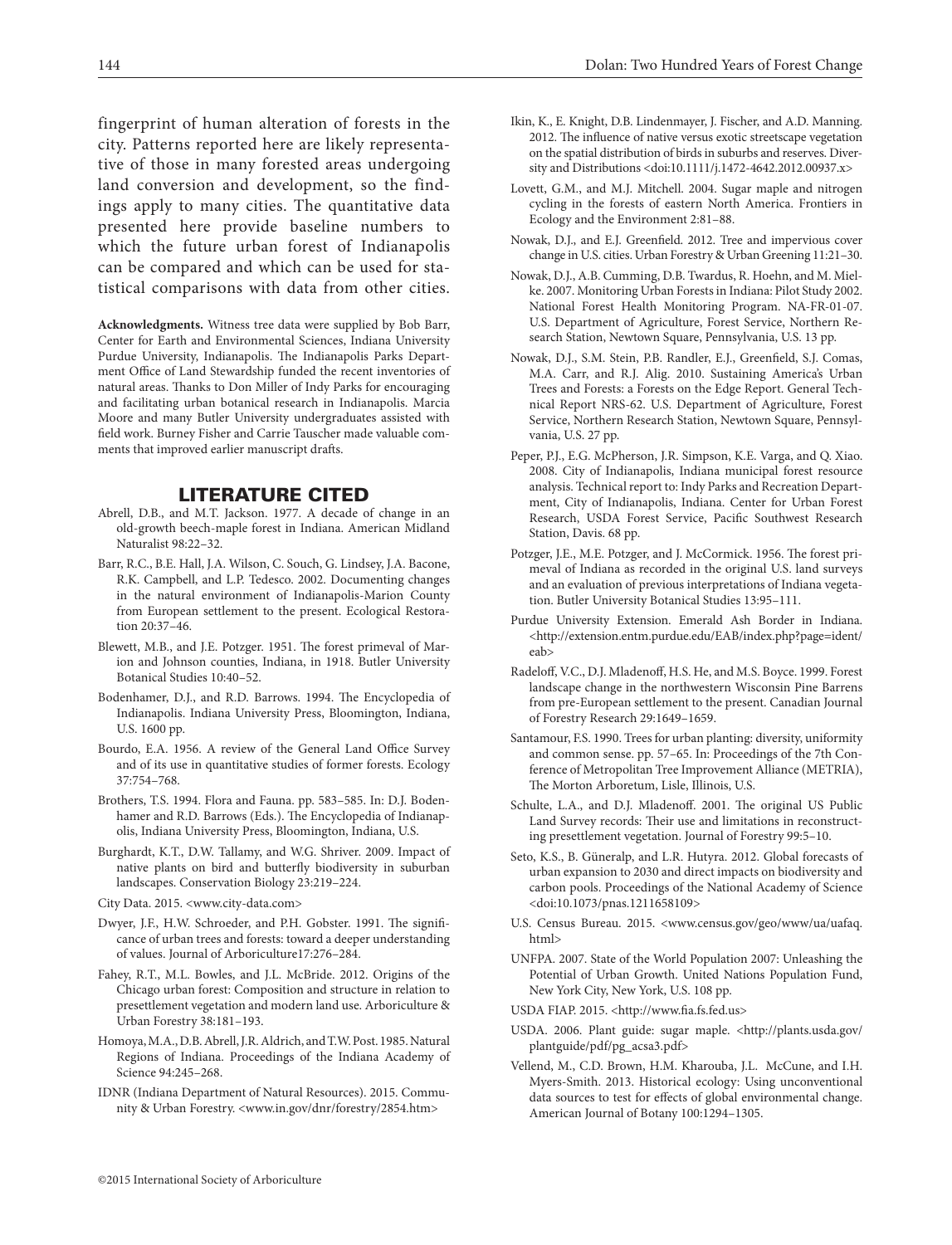fingerprint of human alteration of forests in the city. Patterns reported here are likely representative of those in many forested areas undergoing land conversion and development, so the findings apply to many cities. The quantitative data presented here provide baseline numbers to which the future urban forest of Indianapolis can be compared and which can be used for statistical comparisons with data from other cities.

**Acknowledgments.** Witness tree data were supplied by Bob Barr, Center for Earth and Environmental Sciences, Indiana University Purdue University, Indianapolis. The Indianapolis Parks Department Office of Land Stewardship funded the recent inventories of natural areas. Thanks to Don Miller of Indy Parks for encouraging and facilitating urban botanical research in Indianapolis. Marcia Moore and many Butler University undergraduates assisted with field work. Burney Fisher and Carrie Tauscher made valuable comments that improved earlier manuscript drafts.

## LITERATURE CITED

Abrell, D.B., and M.T. Jackson. 1977. A decade of change in an old-growth beech-maple forest in Indiana. American Midland Naturalist 98:22–32.

Barr, R.C., B.E. Hall, J.A. Wilson, C. Souch, G. Lindsey, J.A. Bacone, R.K. Campbell, and L.P. Tedesco. 2002. Documenting changes in the natural environment of Indianapolis-Marion County from European settlement to the present. Ecological Restoration 20:37–46.

Blewett, M.B., and J.E. Potzger. 1951. The forest primeval of Marion and Johnson counties, Indiana, in 1918. Butler University Botanical Studies 10:40–52.

Bodenhamer, D.J., and R.D. Barrows. 1994. The Encyclopedia of Indianapolis. Indiana University Press, Bloomington, Indiana, U.S. 1600 pp.

Bourdo, E.A. 1956. A review of the General Land Office Survey and of its use in quantitative studies of former forests. Ecology 37:754–768.

Brothers, T.S. 1994. Flora and Fauna. pp. 583–585. In: D.J. Bodenhamer and R.D. Barrows (Eds.). The Encyclopedia of Indianapolis, Indiana University Press, Bloomington, Indiana, U.S.

Burghardt, K.T., D.W. Tallamy, and W.G. Shriver. 2009. Impact of native plants on bird and butterfly biodiversity in suburban landscapes. Conservation Biology 23:219–224.

City Data. 2015. <www.city-data.com>

Dwyer, J.F., H.W. Schroeder, and P.H. Gobster. 1991. The significance of urban trees and forests: toward a deeper understanding of values. Journal of Arboriculture17:276–284.

Fahey, R.T., M.L. Bowles, and J.L. McBride. 2012. Origins of the Chicago urban forest: Composition and structure in relation to presettlement vegetation and modern land use. Arboriculture & Urban Forestry 38:181–193.

Homoya, M.A., D.B. Abrell, J.R. Aldrich, and T.W. Post. 1985. Natural Regions of Indiana. Proceedings of the Indiana Academy of Science 94:245–268.

IDNR (Indiana Department of Natural Resources). 2015. Community & Urban Forestry. <www.in.gov/dnr/forestry/2854.htm>

Ikin, K., E. Knight, D.B. Lindenmayer, J. Fischer, and A.D. Manning. 2012. The influence of native versus exotic streetscape vegetation on the spatial distribution of birds in suburbs and reserves. Diversity and Distributions <doi:10.1111/j.1472-4642.2012.00937.x>

Lovett, G.M., and M.J. Mitchell. 2004. Sugar maple and nitrogen cycling in the forests of eastern North America. Frontiers in Ecology and the Environment 2:81–88.

Nowak, D.J., and E.J. Greenfield. 2012. Tree and impervious cover change in U.S. cities. Urban Forestry & Urban Greening 11:21–30.

Nowak, D.J., A.B. Cumming, D.B. Twardus, R. Hoehn, and M. Mielke. 2007. Monitoring Urban Forests in Indiana: Pilot Study 2002. National Forest Health Monitoring Program. NA-FR-01-07. U.S. Department of Agriculture, Forest Service, Northern Research Station, Newtown Square, Pennsylvania, U.S. 13 pp.

Nowak, D.J., S.M. Stein, P.B. Randler, E.J., Greenfield, S.J. Comas, M.A. Carr, and R.J. Alig. 2010. Sustaining America's Urban Trees and Forests: a Forests on the Edge Report. General Technical Report NRS-62. U.S. Department of Agriculture, Forest Service, Northern Research Station, Newtown Square, Pennsylvania, U.S. 27 pp.

Peper, P.J., E.G. McPherson, J.R. Simpson, K.E. Varga, and Q. Xiao. 2008. City of Indianapolis, Indiana municipal forest resource analysis. Technical report to: Indy Parks and Recreation Department, City of Indianapolis, Indiana. Center for Urban Forest Research, USDA Forest Service, Pacific Southwest Research Station, Davis. 68 pp.

Potzger, J.E., M.E. Potzger, and J. McCormick. 1956. The forest primeval of Indiana as recorded in the original U.S. land surveys and an evaluation of previous interpretations of Indiana vegetation. Butler University Botanical Studies 13:95–111.

Purdue University Extension. Emerald Ash Border in Indiana. <http://extension.entm.purdue.edu/EAB/index.php?page=ident/eab>

Radeloff, V.C., D.J. Mladenoff, H.S. He, and M.S. Boyce. 1999. Forest landscape change in the northwestern Wisconsin Pine Barrens from pre-European settlement to the present. Canadian Journal of Forestry Research 29:1649–1659.

Santamour, F.S. 1990. Trees for urban planting: diversity, uniformity and common sense. pp. 57–65. In: Proceedings of the 7th Conference of Metropolitan Tree Improvement Alliance (METRIA), The Morton Arboretum, Lisle, Illinois, U.S.

Schulte, L.A., and D.J. Mladenoff. 2001. The original US Public Land Survey records: Their use and limitations in reconstructing presettlement vegetation. Journal of Forestry 99:5–10.

Seto, K.S., B. Güneralp, and L.R. Hutyra. 2012. Global forecasts of urban expansion to 2030 and direct impacts on biodiversity and carbon pools. Proceedings of the National Academy of Science <doi:10.1073/pnas.1211658109>

U.S. Census Bureau. 2015. <www.census.gov/geo/www/ua/uafaq.html>

UNFPA. 2007. State of the World Population 2007: Unleashing the Potential of Urban Growth. United Nations Population Fund, New York City, New York, U.S. 108 pp.

USDA FIAP. 2015. <http://www.fia.fs.fed.us>

USDA. 2006. Plant guide: sugar maple. <http://plants.usda.gov/plantguide/pdf/pg_acsa3.pdf>

Vellend, M., C.D. Brown, H.M. Kharouba, J.L. McCune, and I.H. Myers-Smith. 2013. Historical ecology: Using unconventional data sources to test for effects of global environmental change. American Journal of Botany 100:1294–1305.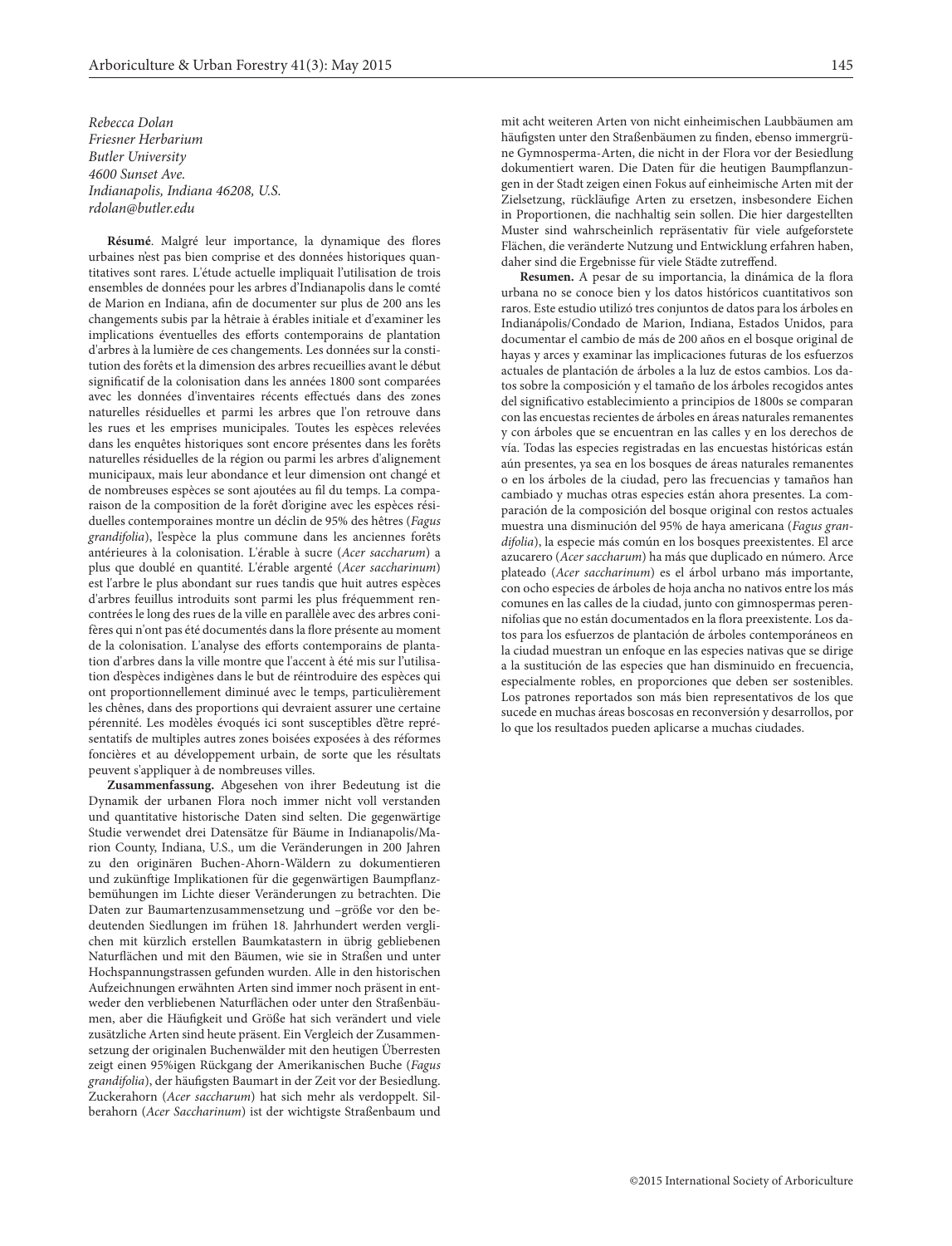*Rebecca Dolan*
*Friesner Herbarium*
*Butler University*
*4600 Sunset Ave.*
*Indianapolis, Indiana 46208, U.S.*
*rdolan@butler.edu*

**Résumé**. Malgré leur importance, la dynamique des flores urbaines n'est pas bien comprise et des données historiques quantitatives sont rares. L'étude actuelle impliquait l'utilisation de trois ensembles de données pour les arbres d'Indianapolis dans le comté de Marion en Indiana, afin de documenter sur plus de 200 ans les changements subis par la hêtraie à érables initiale et d'examiner les implications éventuelles des efforts contemporains de plantation d'arbres à la lumière de ces changements. Les données sur la constitution des forêts et la dimension des arbres recueillies avant le début significatif de la colonisation dans les années 1800 sont comparées avec les données d'inventaires récents effectués dans des zones naturelles résiduelles et parmi les arbres que l'on retrouve dans les rues et les emprises municipales. Toutes les espèces relevées dans les enquêtes historiques sont encore présentes dans les forêts naturelles résiduelles de la région ou parmi les arbres d'alignement municipaux, mais leur abondance et leur dimension ont changé et de nombreuses espèces se sont ajoutées au fil du temps. La comparaison de la composition de la forêt d'origine avec les espèces résiduelles contemporaines montre un déclin de 95% des hêtres (*Fagus grandifolia*), l'espèce la plus commune dans les anciennes forêts antérieures à la colonisation. L'érable à sucre (*Acer saccharum*) a plus que doublé en quantité. L'érable argenté (*Acer saccharinum*) est l'arbre le plus abondant sur rues tandis que huit autres espèces d'arbres feuillus introduits sont parmi les plus fréquemment rencontrées le long des rues de la ville en parallèle avec des arbres conifères qui n'ont pas été documentés dans la flore présente au moment de la colonisation. L'analyse des efforts contemporains de plantation d'arbres dans la ville montre que l'accent à été mis sur l'utilisation d'espèces indigènes dans le but de réintroduire des espèces qui ont proportionnellement diminué avec le temps, particulièrement les chênes, dans des proportions qui devraient assurer une certaine pérennité. Les modèles évoqués ici sont susceptibles d'être représentatifs de multiples autres zones boisées exposées à des réformes foncières et au développement urbain, de sorte que les résultats peuvent s'appliquer à de nombreuses villes.

**Zusammenfassung.** Abgesehen von ihrer Bedeutung ist die Dynamik der urbanen Flora noch immer nicht voll verstanden und quantitative historische Daten sind selten. Die gegenwärtige Studie verwendet drei Datensätze für Bäume in Indianapolis/Marion County, Indiana, U.S., um die Veränderungen in 200 Jahren zu den originären Buchen-Ahorn-Wäldern zu dokumentieren und zukünftige Implikationen für die gegenwärtigen Baumpflanzbemühungen im Lichte dieser Veränderungen zu betrachten. Die Daten zur Baumartenzusammensetzung und –größe vor den bedeutenden Siedlungen im frühen 18. Jahrhundert werden verglichen mit kürzlich erstellen Baumkatastern in übrig gebliebenen Naturflächen und mit den Bäumen, wie sie in Straßen und unter Hochspannungstrassen gefunden wurden. Alle in den historischen Aufzeichnungen erwähnten Arten sind immer noch präsent in entweder den verbliebenen Naturflächen oder unter den Straßenbäumen, aber die Häufigkeit und Größe hat sich verändert und viele zusätzliche Arten sind heute präsent. Ein Vergleich der Zusammensetzung der originalen Buchenwälder mit den heutigen Überresten zeigt einen 95%igen Rückgang der Amerikanischen Buche (*Fagus grandifolia*), der häufigsten Baumart in der Zeit vor der Besiedlung. Zuckerahorn (*Acer saccharum*) hat sich mehr als verdoppelt. Silberahorn (*Acer Saccharinum*) ist der wichtigste Straßenbaum und mit acht weiteren Arten von nicht einheimischen Laubbäumen am häufigsten unter den Straßenbäumen zu finden, ebenso immergrüne Gymnosperma-Arten, die nicht in der Flora vor der Besiedlung dokumentiert waren. Die Daten für die heutigen Baumpflanzungen in der Stadt zeigen einen Fokus auf einheimische Arten mit der Zielsetzung, rückläufige Arten zu ersetzen, insbesondere Eichen in Proportionen, die nachhaltig sein sollen. Die hier dargestellten Muster sind wahrscheinlich repräsentativ für viele aufgeforstete Flächen, die veränderte Nutzung und Entwicklung erfahren haben, daher sind die Ergebnisse für viele Städte zutreffend.

**Resumen.** A pesar de su importancia, la dinámica de la flora urbana no se conoce bien y los datos históricos cuantitativos son raros. Este estudio utilizó tres conjuntos de datos para los árboles en Indianápolis/Condado de Marion, Indiana, Estados Unidos, para documentar el cambio de más de 200 años en el bosque original de hayas y arces y examinar las implicaciones futuras de los esfuerzos actuales de plantación de árboles a la luz de estos cambios. Los datos sobre la composición y el tamaño de los árboles recogidos antes del significativo establecimiento a principios de 1800s se comparan con las encuestas recientes de árboles en áreas naturales remanentes y con árboles que se encuentran en las calles y en los derechos de vía. Todas las especies registradas en las encuestas históricas están aún presentes, ya sea en los bosques de áreas naturales remanentes o en los árboles de la ciudad, pero las frecuencias y tamaños han cambiado y muchas otras especies están ahora presentes. La comparación de la composición del bosque original con restos actuales muestra una disminución del 95% de haya americana (*Fagus grandifolia*), la especie más común en los bosques preexistentes. El arce azucarero (*Acer saccharum*) ha más que duplicado en número. Arce plateado (*Acer saccharinum*) es el árbol urbano más importante, con ocho especies de árboles de hoja ancha no nativos entre los más comunes en las calles de la ciudad, junto con gimnospermas perennifolias que no están documentados en la flora preexistente. Los datos para los esfuerzos de plantación de árboles contemporáneos en la ciudad muestran un enfoque en las especies nativas que se dirige a la sustitución de las especies que han disminuido en frecuencia, especialmente robles, en proporciones que deben ser sostenibles. Los patrones reportados son más bien representativos de los que sucede en muchas áreas boscosas en reconversión y desarrollos, por lo que los resultados pueden aplicarse a muchas ciudades.